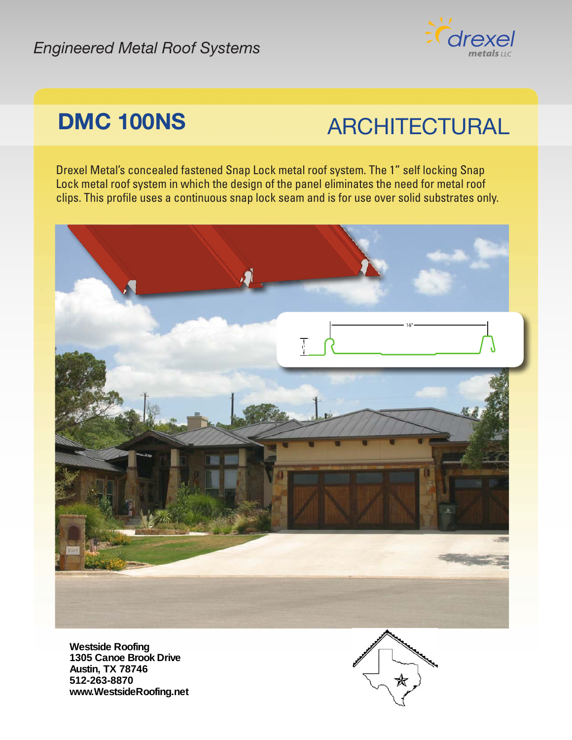*Engineered Metal Roof Systems*

drexel metals LLC

# DMC 100NS

## ARCHITECTURAL

Drexel Metal's concealed fastened Snap Lock metal roof system. The 1" self locking Snap Lock metal roof system in which the design of the panel eliminates the need for metal roof clips. This profile uses a continuous snap lock seam and is for use over solid substrates only.

16"

1"

**Westside Roofing**
**1305 Canoe Brook Drive**
**Austin, TX 78746**
**512-263-8870**
**www.WestsideRoofing.net**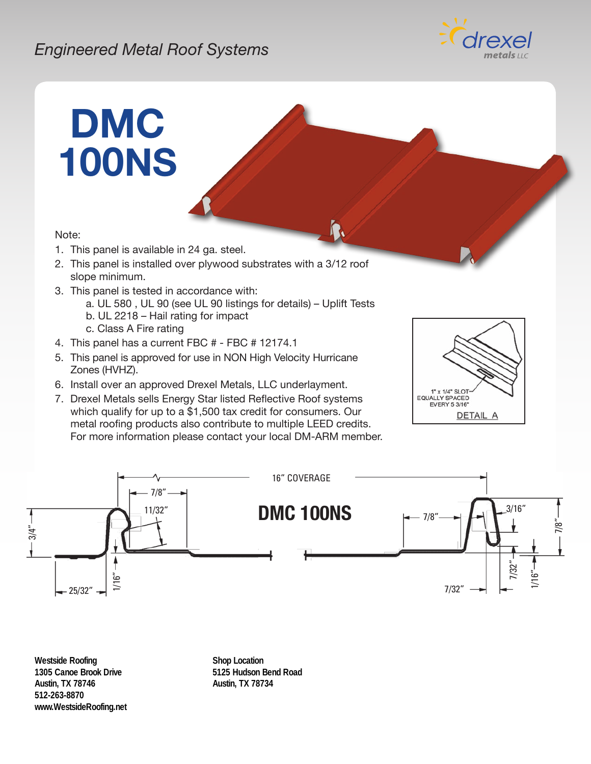*Engineered Metal Roof Systems*

drexel metals LLC

# DMC 100NS

Note:

1. This panel is available in 24 ga. steel.
2. This panel is installed over plywood substrates with a 3/12 roof slope minimum.
3. This panel is tested in accordance with:
   a. UL 580 , UL 90 (see UL 90 listings for details) – Uplift Tests
   b. UL 2218 – Hail rating for impact
   c. Class A Fire rating
4. This panel has a current FBC # - FBC # 12174.1
5. This panel is approved for use in NON High Velocity Hurricane Zones (HVHZ).
6. Install over an approved Drexel Metals, LLC underlayment.
7. Drexel Metals sells Energy Star listed Reflective Roof systems which qualify for up to a $1,500 tax credit for consumers. Our metal roofing products also contribute to multiple LEED credits. For more information please contact your local DM-ARM member.

1" x 1/4" SLOT EQUALLY SPACED EVERY 5 3/16"

DETAIL A

16" COVERAGE

DMC 100NS

7/8"
11/32"
3/4"
1/16"
25/32"
7/8"
3/16"
7/8"
7/32"
1/16"
7/32"

**Westside Roofing**
**1305 Canoe Brook Drive**
**Austin, TX 78746**
**512-263-8870**
**www.WestsideRoofing.net**

**Shop Location**
**5125 Hudson Bend Road**
**Austin, TX 78734**